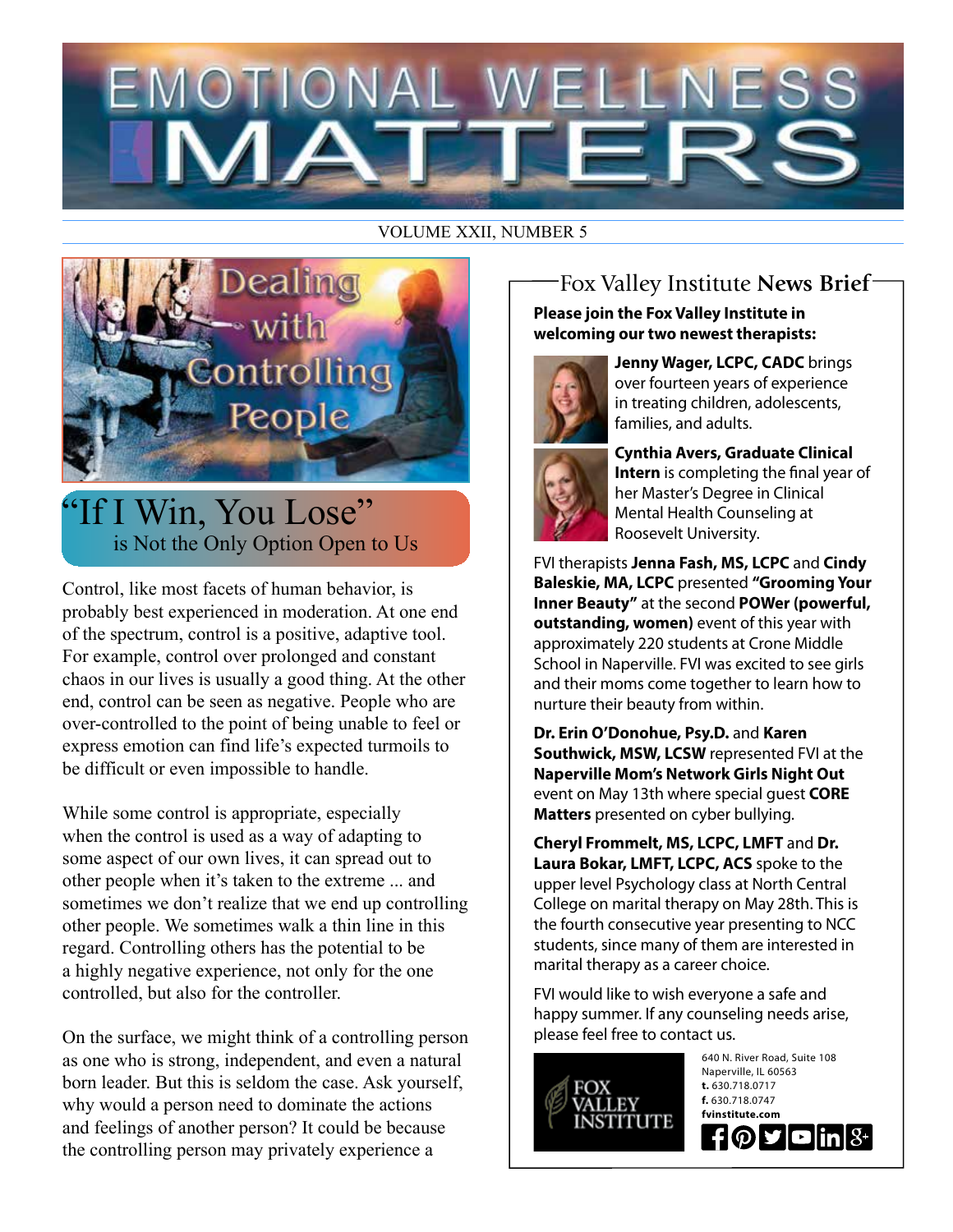# EMOTIONAL WELLNESS MATTERS

VOLUME XXII, NUMBER 5

## Dealing with Controlling People

### "If I Win, You Lose" is Not the Only Option Open to Us

Control, like most facets of human behavior, is probably best experienced in moderation. At one end of the spectrum, control is a positive, adaptive tool. For example, control over prolonged and constant chaos in our lives is usually a good thing. At the other end, control can be seen as negative. People who are over-controlled to the point of being unable to feel or express emotion can find life's expected turmoils to be difficult or even impossible to handle.

While some control is appropriate, especially when the control is used as a way of adapting to some aspect of our own lives, it can spread out to other people when it's taken to the extreme ... and sometimes we don't realize that we end up controlling other people. We sometimes walk a thin line in this regard. Controlling others has the potential to be a highly negative experience, not only for the one controlled, but also for the controller.

On the surface, we might think of a controlling person as one who is strong, independent, and even a natural born leader. But this is seldom the case. Ask yourself, why would a person need to dominate the actions and feelings of another person? It could be because the controlling person may privately experience a

---

## Fox Valley Institute News Brief

**Please join the Fox Valley Institute in welcoming our two newest therapists:**

**Jenny Wager, LCPC, CADC** brings over fourteen years of experience in treating children, adolescents, families, and adults.

**Cynthia Avers, Graduate Clinical Intern** is completing the final year of her Master's Degree in Clinical Mental Health Counseling at Roosevelt University.

FVI therapists **Jenna Fash, MS, LCPC** and **Cindy Baleskie, MA, LCPC** presented **"Grooming Your Inner Beauty"** at the second **POWer (powerful, outstanding, women)** event of this year with approximately 220 students at Crone Middle School in Naperville. FVI was excited to see girls and their moms come together to learn how to nurture their beauty from within.

**Dr. Erin O'Donohue, Psy.D.** and **Karen Southwick, MSW, LCSW** represented FVI at the **Naperville Mom's Network Girls Night Out** event on May 13th where special guest **CORE Matters** presented on cyber bullying.

**Cheryl Frommelt, MS, LCPC, LMFT** and **Dr. Laura Bokar, LMFT, LCPC, ACS** spoke to the upper level Psychology class at North Central College on marital therapy on May 28th. This is the fourth consecutive year presenting to NCC students, since many of them are interested in marital therapy as a career choice.

FVI would like to wish everyone a safe and happy summer. If any counseling needs arise, please feel free to contact us.

FOX VALLEY INSTITUTE

640 N. River Road, Suite 108
Naperville, IL 60563
**t.** 630.718.0717
**f.** 630.718.0747
**fvinstitute.com**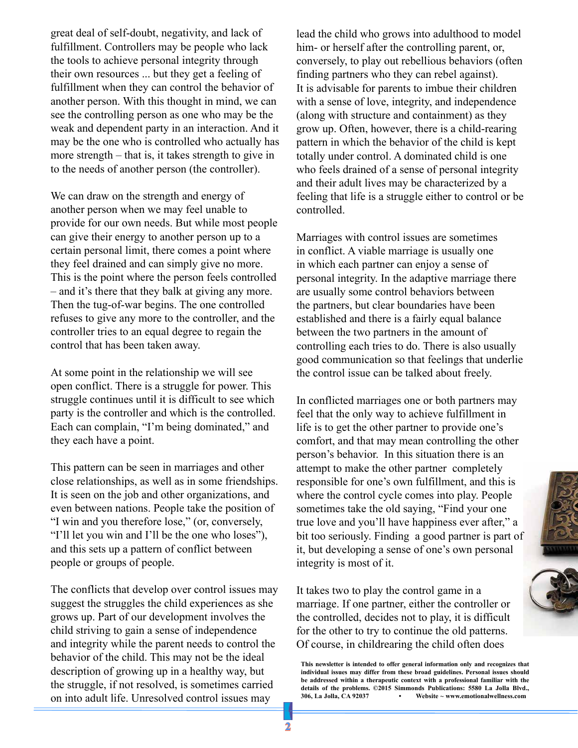great deal of self-doubt, negativity, and lack of fulfillment. Controllers may be people who lack the tools to achieve personal integrity through their own resources ... but they get a feeling of fulfillment when they can control the behavior of another person. With this thought in mind, we can see the controlling person as one who may be the weak and dependent party in an interaction. And it may be the one who is controlled who actually has more strength – that is, it takes strength to give in to the needs of another person (the controller).

We can draw on the strength and energy of another person when we may feel unable to provide for our own needs. But while most people can give their energy to another person up to a certain personal limit, there comes a point where they feel drained and can simply give no more. This is the point where the person feels controlled – and it's there that they balk at giving any more. Then the tug-of-war begins. The one controlled refuses to give any more to the controller, and the controller tries to an equal degree to regain the control that has been taken away.

At some point in the relationship we will see open conflict. There is a struggle for power. This struggle continues until it is difficult to see which party is the controller and which is the controlled. Each can complain, "I'm being dominated," and they each have a point.

This pattern can be seen in marriages and other close relationships, as well as in some friendships. It is seen on the job and other organizations, and even between nations. People take the position of "I win and you therefore lose," (or, conversely, "I'll let you win and I'll be the one who loses"), and this sets up a pattern of conflict between people or groups of people.

The conflicts that develop over control issues may suggest the struggles the child experiences as she grows up. Part of our development involves the child striving to gain a sense of independence and integrity while the parent needs to control the behavior of the child. This may not be the ideal description of growing up in a healthy way, but the struggle, if not resolved, is sometimes carried on into adult life. Unresolved control issues may lead the child who grows into adulthood to model him- or herself after the controlling parent, or, conversely, to play out rebellious behaviors (often finding partners who they can rebel against). It is advisable for parents to imbue their children with a sense of love, integrity, and independence (along with structure and containment) as they grow up. Often, however, there is a child-rearing pattern in which the behavior of the child is kept totally under control. A dominated child is one who feels drained of a sense of personal integrity and their adult lives may be characterized by a feeling that life is a struggle either to control or be controlled.

Marriages with control issues are sometimes in conflict. A viable marriage is usually one in which each partner can enjoy a sense of personal integrity. In the adaptive marriage there are usually some control behaviors between the partners, but clear boundaries have been established and there is a fairly equal balance between the two partners in the amount of controlling each tries to do. There is also usually good communication so that feelings that underlie the control issue can be talked about freely.

In conflicted marriages one or both partners may feel that the only way to achieve fulfillment in life is to get the other partner to provide one's comfort, and that may mean controlling the other person's behavior. In this situation there is an attempt to make the other partner completely responsible for one's own fulfillment, and this is where the control cycle comes into play. People sometimes take the old saying, "Find your one true love and you'll have happiness ever after," a bit too seriously. Finding a good partner is part of it, but developing a sense of one's own personal integrity is most of it.

It takes two to play the control game in a marriage. If one partner, either the controller or the controlled, decides not to play, it is difficult for the other to try to continue the old patterns. Of course, in childrearing the child often does

**This newsletter is intended to offer general information only and recognizes that individual issues may differ from these broad guidelines. Personal issues should be addressed within a therapeutic context with a professional familiar with the details of the problems. ©2015 Simmonds Publications: 5580 La Jolla Blvd., 306, La Jolla, CA 92037 • Website ~ www.emotionalwellness.com**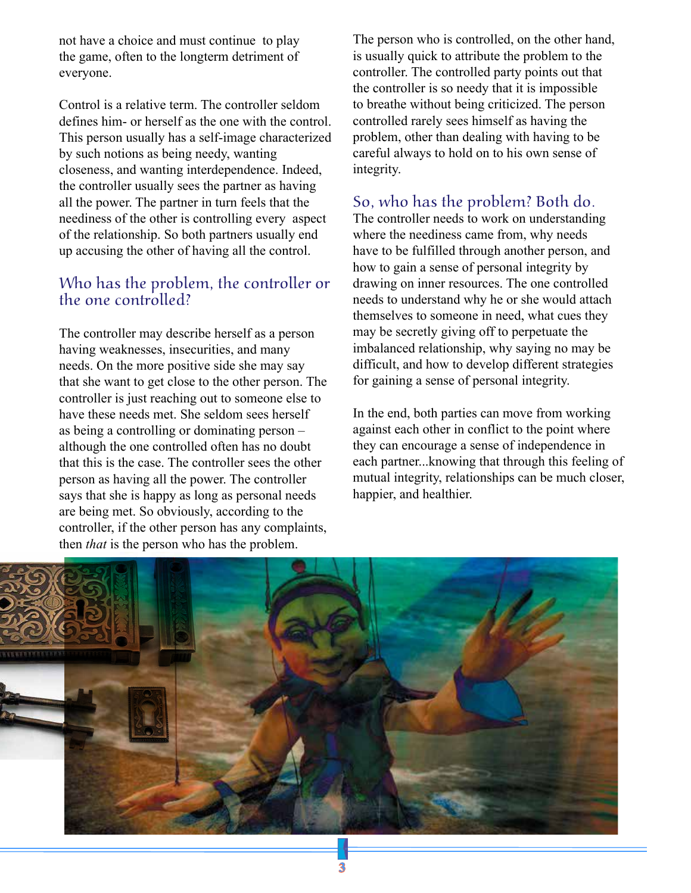not have a choice and must continue to play the game, often to the longterm detriment of everyone.

Control is a relative term. The controller seldom defines him- or herself as the one with the control. This person usually has a self-image characterized by such notions as being needy, wanting closeness, and wanting interdependence. Indeed, the controller usually sees the partner as having all the power. The partner in turn feels that the neediness of the other is controlling every aspect of the relationship. So both partners usually end up accusing the other of having all the control.

## Who has the problem, the controller or the one controlled?

The controller may describe herself as a person having weaknesses, insecurities, and many needs. On the more positive side she may say that she want to get close to the other person. The controller is just reaching out to someone else to have these needs met. She seldom sees herself as being a controlling or dominating person – although the one controlled often has no doubt that this is the case. The controller sees the other person as having all the power. The controller says that she is happy as long as personal needs are being met. So obviously, according to the controller, if the other person has any complaints, then *that* is the person who has the problem.

The person who is controlled, on the other hand, is usually quick to attribute the problem to the controller. The controlled party points out that the controller is so needy that it is impossible to breathe without being criticized. The person controlled rarely sees himself as having the problem, other than dealing with having to be careful always to hold on to his own sense of integrity.

## So, who has the problem? Both do.

The controller needs to work on understanding where the neediness came from, why needs have to be fulfilled through another person, and how to gain a sense of personal integrity by drawing on inner resources. The one controlled needs to understand why he or she would attach themselves to someone in need, what cues they may be secretly giving off to perpetuate the imbalanced relationship, why saying no may be difficult, and how to develop different strategies for gaining a sense of personal integrity.

In the end, both parties can move from working against each other in conflict to the point where they can encourage a sense of independence in each partner...knowing that through this feeling of mutual integrity, relationships can be much closer, happier, and healthier.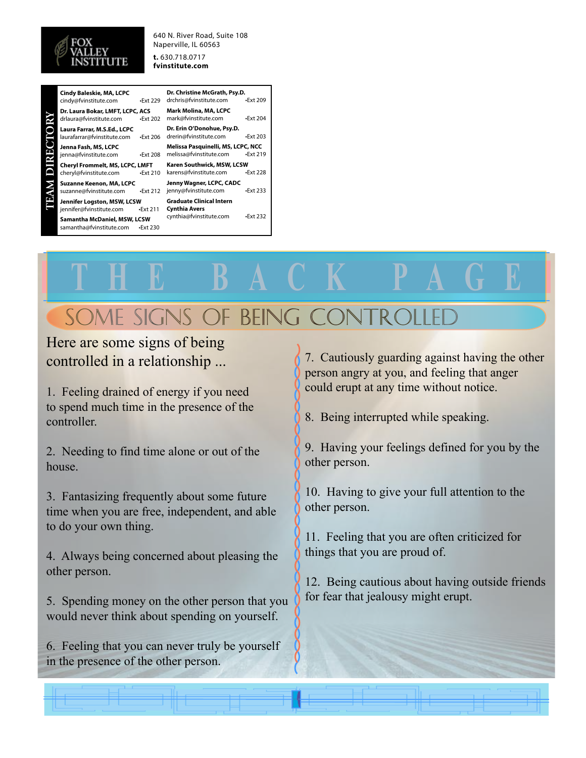**FOX VALLEY INSTITUTE**

640 N. River Road, Suite 108
Naperville, IL 60563

**t.** 630.718.0717
**fvinstitute.com**

## TEAM DIRECTORY

| | | | |
|---|---|---|---|
| **Cindy Baleskie, MA, LCPC** cindy@fvinstitute.com | •Ext 229 | **Dr. Christine McGrath, Psy.D.** drchris@fvinstitute.com | •Ext 209 |
| **Dr. Laura Bokar, LMFT, LCPC, ACS** drlaura@fvinstitute.com | •Ext 202 | **Mark Molina, MA, LCPC** mark@fvinstitute.com | •Ext 204 |
| **Laura Farrar, M.S.Ed., LCPC** laurafarrar@fvinstitute.com | •Ext 206 | **Dr. Erin O'Donohue, Psy.D.** drerin@fvinstitute.com | •Ext 203 |
| **Jenna Fash, MS, LCPC** jenna@fvinstitute.com | •Ext 208 | **Melissa Pasquinelli, MS, LCPC, NCC** melissa@fvinstitute.com | •Ext 219 |
| **Cheryl Frommelt, MS, LCPC, LMFT** cheryl@fvinstitute.com | •Ext 210 | **Karen Southwick, MSW, LCSW** karens@fvinstitute.com | •Ext 228 |
| **Suzanne Keenon, MA, LCPC** suzanne@fvinstitute.com | •Ext 212 | **Jenny Wagner, LCPC, CADC** jenny@fvinstitute.com | •Ext 233 |
| **Jennifer Logston, MSW, LCSW** jennifer@fvinstitute.com | •Ext 211 | **Graduate Clinical Intern Cynthia Avers** cynthia@fvinstitute.com | •Ext 232 |
| **Samantha McDaniel, MSW, LCSW** samantha@fvinstitute.com | •Ext 230 | | |

# THE BACK PAGE

## SOME SIGNS OF BEING CONTROLLED

Here are some signs of being controlled in a relationship ...

1. Feeling drained of energy if you need to spend much time in the presence of the controller.

2. Needing to find time alone or out of the house.

3. Fantasizing frequently about some future time when you are free, independent, and able to do your own thing.

4. Always being concerned about pleasing the other person.

5. Spending money on the other person that you would never think about spending on yourself.

6. Feeling that you can never truly be yourself in the presence of the other person.

7. Cautiously guarding against having the other person angry at you, and feeling that anger could erupt at any time without notice.

8. Being interrupted while speaking.

9. Having your feelings defined for you by the other person.

10. Having to give your full attention to the other person.

11. Feeling that you are often criticized for things that you are proud of.

12. Being cautious about having outside friends for fear that jealousy might erupt.